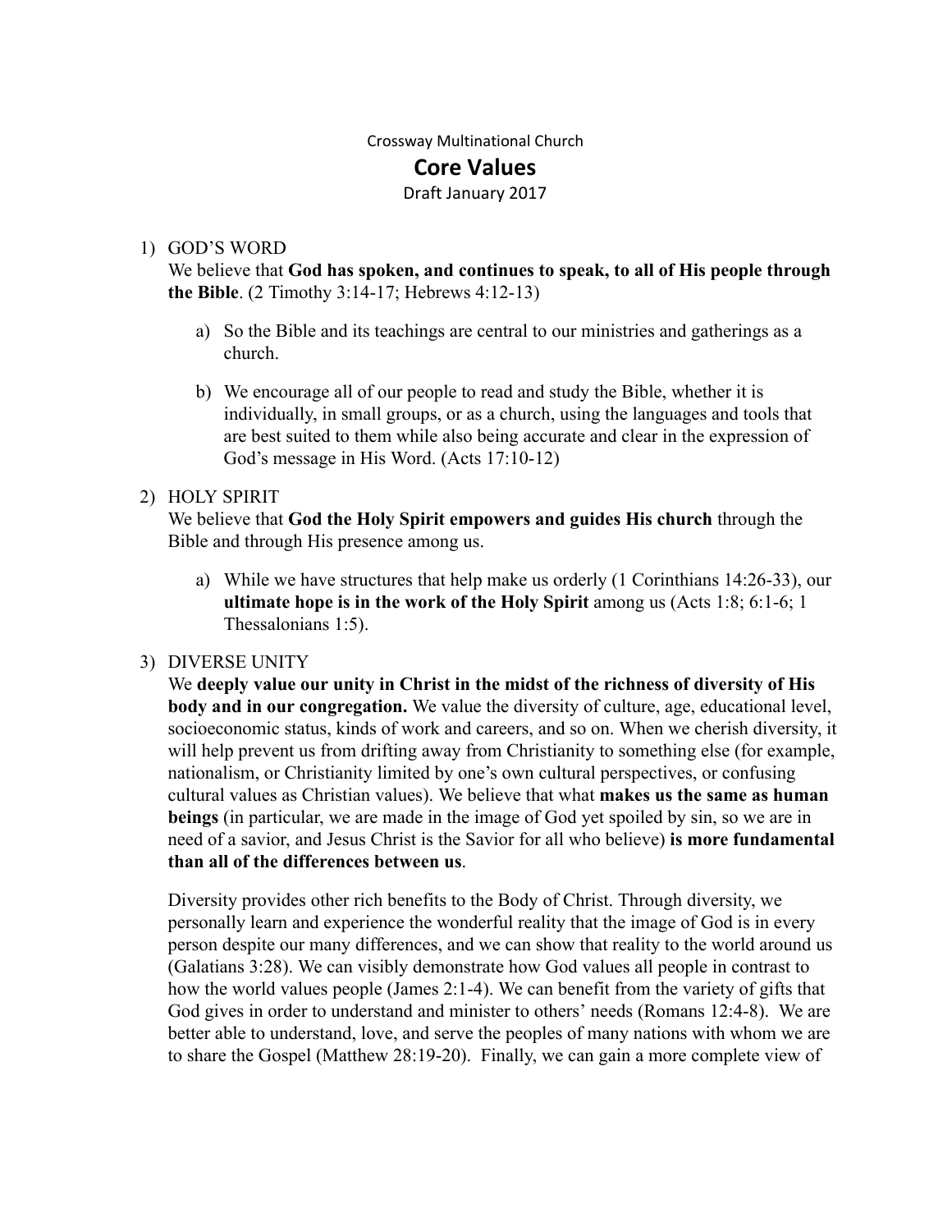Crossway Multinational Church

# Core Values

Draft January 2017

1) GOD'S WORD

   We believe that **God has spoken, and continues to speak, to all of His people through the Bible**. (2 Timothy 3:14-17; Hebrews 4:12-13)

   a) So the Bible and its teachings are central to our ministries and gatherings as a church.

   b) We encourage all of our people to read and study the Bible, whether it is individually, in small groups, or as a church, using the languages and tools that are best suited to them while also being accurate and clear in the expression of God's message in His Word. (Acts 17:10-12)

2) HOLY SPIRIT

   We believe that **God the Holy Spirit empowers and guides His church** through the Bible and through His presence among us.

   a) While we have structures that help make us orderly (1 Corinthians 14:26-33), our **ultimate hope is in the work of the Holy Spirit** among us (Acts 1:8; 6:1-6; 1 Thessalonians 1:5).

3) DIVERSE UNITY

   We **deeply value our unity in Christ in the midst of the richness of diversity of His body and in our congregation.** We value the diversity of culture, age, educational level, socioeconomic status, kinds of work and careers, and so on. When we cherish diversity, it will help prevent us from drifting away from Christianity to something else (for example, nationalism, or Christianity limited by one's own cultural perspectives, or confusing cultural values as Christian values). We believe that what **makes us the same as human beings** (in particular, we are made in the image of God yet spoiled by sin, so we are in need of a savior, and Jesus Christ is the Savior for all who believe) **is more fundamental than all of the differences between us**.

   Diversity provides other rich benefits to the Body of Christ. Through diversity, we personally learn and experience the wonderful reality that the image of God is in every person despite our many differences, and we can show that reality to the world around us (Galatians 3:28). We can visibly demonstrate how God values all people in contrast to how the world values people (James 2:1-4). We can benefit from the variety of gifts that God gives in order to understand and minister to others' needs (Romans 12:4-8). We are better able to understand, love, and serve the peoples of many nations with whom we are to share the Gospel (Matthew 28:19-20). Finally, we can gain a more complete view of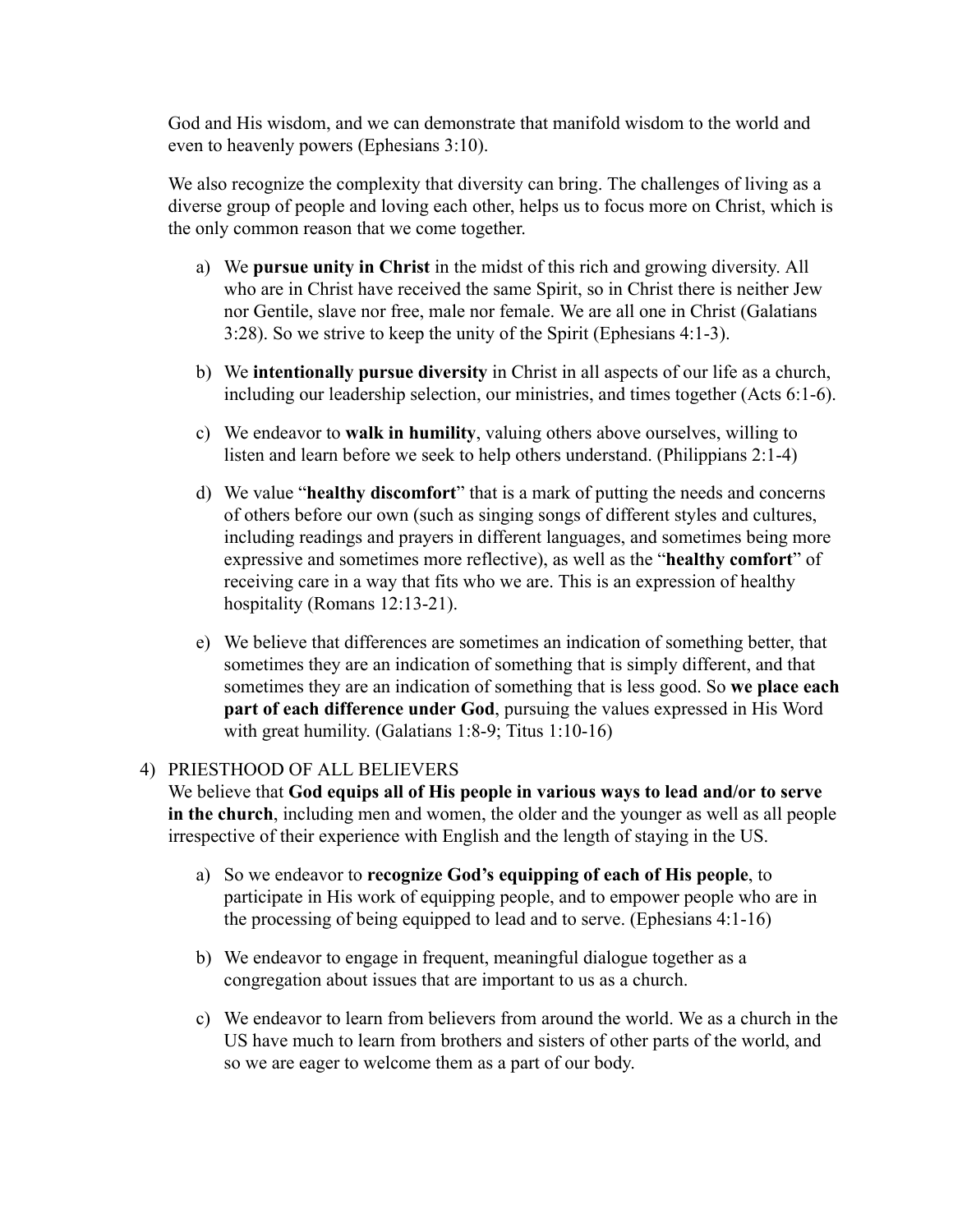God and His wisdom, and we can demonstrate that manifold wisdom to the world and even to heavenly powers (Ephesians 3:10).

We also recognize the complexity that diversity can bring. The challenges of living as a diverse group of people and loving each other, helps us to focus more on Christ, which is the only common reason that we come together.

a) We **pursue unity in Christ** in the midst of this rich and growing diversity. All who are in Christ have received the same Spirit, so in Christ there is neither Jew nor Gentile, slave nor free, male nor female. We are all one in Christ (Galatians 3:28). So we strive to keep the unity of the Spirit (Ephesians 4:1-3).

b) We **intentionally pursue diversity** in Christ in all aspects of our life as a church, including our leadership selection, our ministries, and times together (Acts 6:1-6).

c) We endeavor to **walk in humility**, valuing others above ourselves, willing to listen and learn before we seek to help others understand. (Philippians 2:1-4)

d) We value "**healthy discomfort**" that is a mark of putting the needs and concerns of others before our own (such as singing songs of different styles and cultures, including readings and prayers in different languages, and sometimes being more expressive and sometimes more reflective), as well as the "**healthy comfort**" of receiving care in a way that fits who we are. This is an expression of healthy hospitality (Romans 12:13-21).

e) We believe that differences are sometimes an indication of something better, that sometimes they are an indication of something that is simply different, and that sometimes they are an indication of something that is less good. So **we place each part of each difference under God**, pursuing the values expressed in His Word with great humility. (Galatians 1:8-9; Titus 1:10-16)

4) PRIESTHOOD OF ALL BELIEVERS

We believe that **God equips all of His people in various ways to lead and/or to serve in the church**, including men and women, the older and the younger as well as all people irrespective of their experience with English and the length of staying in the US.

a) So we endeavor to **recognize God's equipping of each of His people**, to participate in His work of equipping people, and to empower people who are in the processing of being equipped to lead and to serve. (Ephesians 4:1-16)

b) We endeavor to engage in frequent, meaningful dialogue together as a congregation about issues that are important to us as a church.

c) We endeavor to learn from believers from around the world. We as a church in the US have much to learn from brothers and sisters of other parts of the world, and so we are eager to welcome them as a part of our body.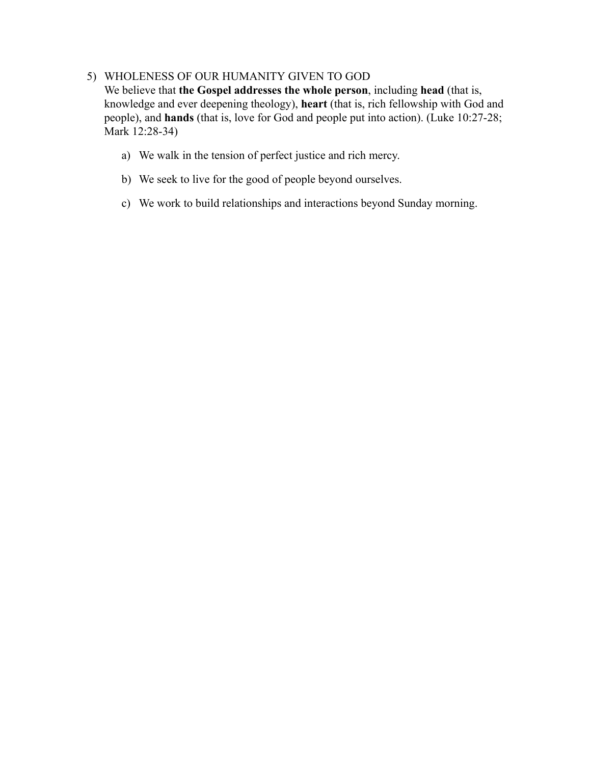5) WHOLENESS OF OUR HUMANITY GIVEN TO GOD

   We believe that **the Gospel addresses the whole person**, including **head** (that is, knowledge and ever deepening theology), **heart** (that is, rich fellowship with God and people), and **hands** (that is, love for God and people put into action). (Luke 10:27-28; Mark 12:28-34)

   a) We walk in the tension of perfect justice and rich mercy.

   b) We seek to live for the good of people beyond ourselves.

   c) We work to build relationships and interactions beyond Sunday morning.